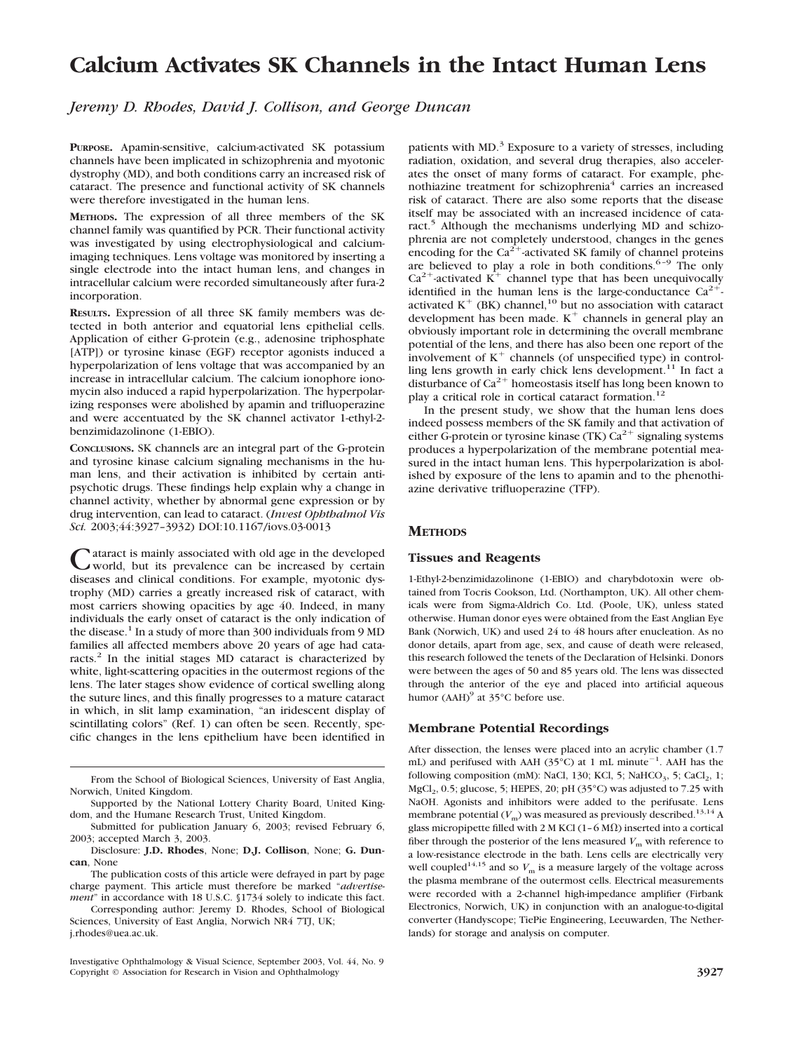# Calcium Activates SK Channels in the Intact Human Lens

*Jeremy D. Rhodes, David J. Collison, and George Duncan*

**PURPOSE.** Apamin-sensitive, calcium-activated SK potassium channels have been implicated in schizophrenia and myotonic dystrophy (MD), and both conditions carry an increased risk of cataract. The presence and functional activity of SK channels were therefore investigated in the human lens.

**METHODS.** The expression of all three members of the SK channel family was quantified by PCR. Their functional activity was investigated by using electrophysiological and calcium-imaging techniques. Lens voltage was monitored by inserting a single electrode into the intact human lens, and changes in intracellular calcium were recorded simultaneously after fura-2 incorporation.

**RESULTS.** Expression of all three SK family members was detected in both anterior and equatorial lens epithelial cells. Application of either G-protein (e.g., adenosine triphosphate [ATP]) or tyrosine kinase (EGF) receptor agonists induced a hyperpolarization of lens voltage that was accompanied by an increase in intracellular calcium. The calcium ionophore ionomycin also induced a rapid hyperpolarization. The hyperpolarizing responses were abolished by apamin and trifluoperazine and were accentuated by the SK channel activator 1-ethyl-2-benzimidazolinone (1-EBIO).

**CONCLUSIONS.** SK channels are an integral part of the G-protein and tyrosine kinase calcium signaling mechanisms in the human lens, and their activation is inhibited by certain antipsychotic drugs. These findings help explain why a change in channel activity, whether by abnormal gene expression or by drug intervention, can lead to cataract. (*Invest Ophthalmol Vis Sci.* 2003;44:3927–3932) DOI:10.1167/iovs.03-0013

Cataract is mainly associated with old age in the developed world, but its prevalence can be increased by certain diseases and clinical conditions. For example, myotonic dystrophy (MD) carries a greatly increased risk of cataract, with most carriers showing opacities by age 40. Indeed, in many individuals the early onset of cataract is the only indication of the disease.[1] In a study of more than 300 individuals from 9 MD families all affected members above 20 years of age had cataracts.[2] In the initial stages MD cataract is characterized by white, light-scattering opacities in the outermost regions of the lens. The later stages show evidence of cortical swelling along the suture lines, and this finally progresses to a mature cataract in which, in slit lamp examination, "an iridescent display of scintillating colors" (Ref. 1) can often be seen. Recently, specific changes in the lens epithelium have been identified in patients with MD.[3] Exposure to a variety of stresses, including radiation, oxidation, and several drug therapies, also accelerates the onset of many forms of cataract. For example, phenothiazine treatment for schizophrenia[4] carries an increased risk of cataract. There are also some reports that the disease itself may be associated with an increased incidence of cataract.[5] Although the mechanisms underlying MD and schizophrenia are not completely understood, changes in the genes encoding for the $Ca^{2+}$-activated SK family of channel proteins are believed to play a role in both conditions.[6–9] The only $Ca^{2+}$-activated $K^+$ channel type that has been unequivocally identified in the human lens is the large-conductance $Ca^{2+}$-activated $K^+$ (BK) channel,[10] but no association with cataract development has been made. $K^+$ channels in general play an obviously important role in determining the overall membrane potential of the lens, and there has also been one report of the involvement of $K^+$ channels (of unspecified type) in controlling lens growth in early chick lens development.[11] In fact a disturbance of $Ca^{2+}$ homeostasis itself has long been known to play a critical role in cortical cataract formation.[12]

In the present study, we show that the human lens does indeed possess members of the SK family and that activation of either G-protein or tyrosine kinase (TK) $Ca^{2+}$ signaling systems produces a hyperpolarization of the membrane potential measured in the intact human lens. This hyperpolarization is abolished by exposure of the lens to apamin and to the phenothiazine derivative trifluoperazine (TFP).

## METHODS

### Tissues and Reagents

1-Ethyl-2-benzimidazolinone (1-EBIO) and charybdotoxin were obtained from Tocris Cookson, Ltd. (Northampton, UK). All other chemicals were from Sigma-Aldrich Co. Ltd. (Poole, UK), unless stated otherwise. Human donor eyes were obtained from the East Anglian Eye Bank (Norwich, UK) and used 24 to 48 hours after enucleation. As no donor details, apart from age, sex, and cause of death were released, this research followed the tenets of the Declaration of Helsinki. Donors were between the ages of 50 and 85 years old. The lens was dissected through the anterior of the eye and placed into artificial aqueous humor (AAH)[9] at 35°C before use.

### Membrane Potential Recordings

After dissection, the lenses were placed into an acrylic chamber (1.7 mL) and perifused with AAH (35°C) at 1 mL minute$^{-1}$. AAH has the following composition (mM): NaCl, 130; KCl, 5; $NaHCO_3$, 5; $CaCl_2$, 1; $MgCl_2$, 0.5; glucose, 5; HEPES, 20; pH (35°C) was adjusted to 7.25 with NaOH. Agonists and inhibitors were added to the perifusate. Lens membrane potential ($V_m$) was measured as previously described.[13,14] A glass micropipette filled with 2 M KCl (1–6 MΩ) inserted into a cortical fiber through the posterior of the lens measured $V_m$ with reference to a low-resistance electrode in the bath. Lens cells are electrically very well coupled[14,15] and so $V_m$ is a measure largely of the voltage across the plasma membrane of the outermost cells. Electrical measurements were recorded with a 2-channel high-impedance amplifier (Firbank Electronics, Norwich, UK) in conjunction with an analogue-to-digital converter (Handyscope; TiePie Engineering, Leeuwarden, The Netherlands) for storage and analysis on computer.

From the School of Biological Sciences, University of East Anglia, Norwich, United Kingdom.

Supported by the National Lottery Charity Board, United Kingdom, and the Humane Research Trust, United Kingdom.

Submitted for publication January 6, 2003; revised February 6, 2003; accepted March 3, 2003.

Disclosure: **J.D. Rhodes**, None; **D.J. Collison**, None; **G. Duncan**, None

The publication costs of this article were defrayed in part by page charge payment. This article must therefore be marked "*advertisement*" in accordance with 18 U.S.C. §1734 solely to indicate this fact.

Corresponding author: Jeremy D. Rhodes, School of Biological Sciences, University of East Anglia, Norwich NR4 7TJ, UK; j.rhodes@uea.ac.uk.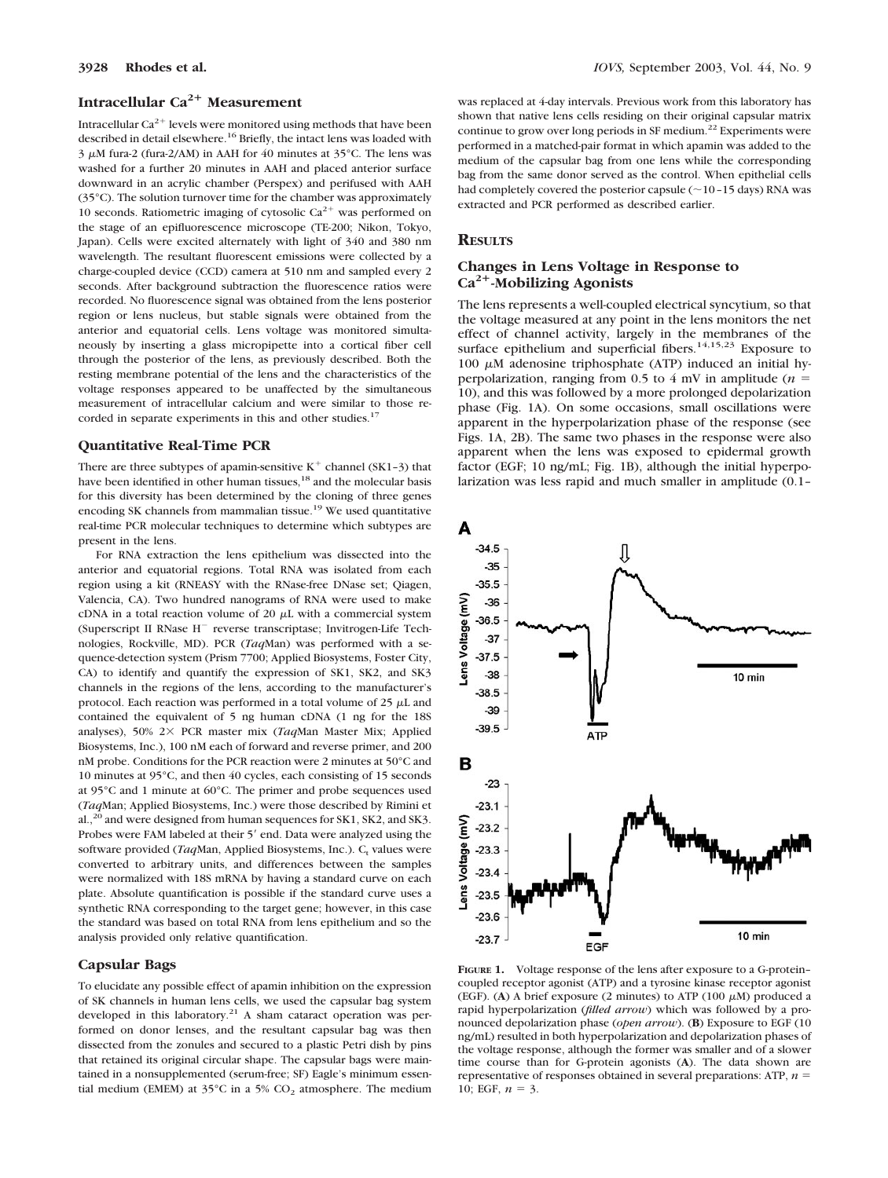## Intracellular $Ca^{2+}$ Measurement

Intracellular $Ca^{2+}$ levels were monitored using methods that have been described in detail elsewhere.[16] Briefly, the intact lens was loaded with 3 μM fura-2 (fura-2/AM) in AAH for 40 minutes at 35°C. The lens was washed for a further 20 minutes in AAH and placed anterior surface downward in an acrylic chamber (Perspex) and perifused with AAH (35°C). The solution turnover time for the chamber was approximately 10 seconds. Ratiometric imaging of cytosolic $Ca^{2+}$ was performed on the stage of an epifluorescence microscope (TE-200; Nikon, Tokyo, Japan). Cells were excited alternately with light of 340 and 380 nm wavelength. The resultant fluorescent emissions were collected by a charge-coupled device (CCD) camera at 510 nm and sampled every 2 seconds. After background subtraction the fluorescence ratios were recorded. No fluorescence signal was obtained from the lens posterior region or lens nucleus, but stable signals were obtained from the anterior and equatorial cells. Lens voltage was monitored simultaneously by inserting a glass micropipette into a cortical fiber cell through the posterior of the lens, as previously described. Both the resting membrane potential of the lens and the characteristics of the voltage responses appeared to be unaffected by the simultaneous measurement of intracellular calcium and were similar to those recorded in separate experiments in this and other studies.[17]

## Quantitative Real-Time PCR

There are three subtypes of apamin-sensitive $K^+$ channel (SK1–3) that have been identified in other human tissues,[18] and the molecular basis for this diversity has been determined by the cloning of three genes encoding SK channels from mammalian tissue.[19] We used quantitative real-time PCR molecular techniques to determine which subtypes are present in the lens.

For RNA extraction the lens epithelium was dissected into the anterior and equatorial regions. Total RNA was isolated from each region using a kit (RNEASY with the RNase-free DNase set; Qiagen, Valencia, CA). Two hundred nanograms of RNA were used to make cDNA in a total reaction volume of 20 μL with a commercial system (Superscript II RNase H$^-$ reverse transcriptase; Invitrogen-Life Technologies, Rockville, MD). PCR (*Taq*Man) was performed with a sequence-detection system (Prism 7700; Applied Biosystems, Foster City, CA) to identify and quantify the expression of SK1, SK2, and SK3 channels in the regions of the lens, according to the manufacturer's protocol. Each reaction was performed in a total volume of 25 μL and contained the equivalent of 5 ng human cDNA (1 ng for the 18S analyses), 50% 2× PCR master mix (*Taq*Man Master Mix; Applied Biosystems, Inc.), 100 nM each of forward and reverse primer, and 200 nM probe. Conditions for the PCR reaction were 2 minutes at 50°C and 10 minutes at 95°C, and then 40 cycles, each consisting of 15 seconds at 95°C and 1 minute at 60°C. The primer and probe sequences used (*Taq*Man; Applied Biosystems, Inc.) were those described by Rimini et al.,[20] and were designed from human sequences for SK1, SK2, and SK3. Probes were FAM labeled at their 5′ end. Data were analyzed using the software provided (*Taq*Man, Applied Biosystems, Inc.). $C_t$ values were converted to arbitrary units, and differences between the samples were normalized with 18S mRNA by having a standard curve on each plate. Absolute quantification is possible if the standard curve uses a synthetic RNA corresponding to the target gene; however, in this case the standard was based on total RNA from lens epithelium and so the analysis provided only relative quantification.

## Capsular Bags

To elucidate any possible effect of apamin inhibition on the expression of SK channels in human lens cells, we used the capsular bag system developed in this laboratory.[21] A sham cataract operation was performed on donor lenses, and the resultant capsular bag was then dissected from the zonules and secured to a plastic Petri dish by pins that retained its original circular shape. The capsular bags were maintained in a nonsupplemented (serum-free; SF) Eagle's minimum essential medium (EMEM) at 35°C in a 5% $CO_2$ atmosphere. The medium was replaced at 4-day intervals. Previous work from this laboratory has shown that native lens cells residing on their original capsular matrix continue to grow over long periods in SF medium.[22] Experiments were performed in a matched-pair format in which apamin was added to the medium of the capsular bag from one lens while the corresponding bag from the same donor served as the control. When epithelial cells had completely covered the posterior capsule (~10–15 days) RNA was extracted and PCR performed as described earlier.

# RESULTS

## Changes in Lens Voltage in Response to $Ca^{2+}$-Mobilizing Agonists

The lens represents a well-coupled electrical syncytium, so that the voltage measured at any point in the lens monitors the net effect of channel activity, largely in the membranes of the surface epithelium and superficial fibers.[14,15,23] Exposure to 100 μM adenosine triphosphate (ATP) induced an initial hyperpolarization, ranging from 0.5 to 4 mV in amplitude ($n$ = 10), and this was followed by a more prolonged depolarization phase (Fig. 1A). On some occasions, small oscillations were apparent in the hyperpolarization phase of the response (see Figs. 1A, 2B). The same two phases in the response were also apparent when the lens was exposed to epidermal growth factor (EGF; 10 ng/mL; Fig. 1B), although the initial hyperpolarization was less rapid and much smaller in amplitude (0.1–

**FIGURE 1.** Voltage response of the lens after exposure to a G-protein–coupled receptor agonist (ATP) and a tyrosine kinase receptor agonist (EGF). (**A**) A brief exposure (2 minutes) to ATP (100 μM) produced a rapid hyperpolarization (*filled arrow*) which was followed by a pronounced depolarization phase (*open arrow*). (**B**) Exposure to EGF (10 ng/mL) resulted in both hyperpolarization and depolarization phases of the voltage response, although the former was smaller and of a slower time course than for G-protein agonists (**A**). The data shown are representative of responses obtained in several preparations: ATP, $n$ = 10; EGF, $n$ = 3.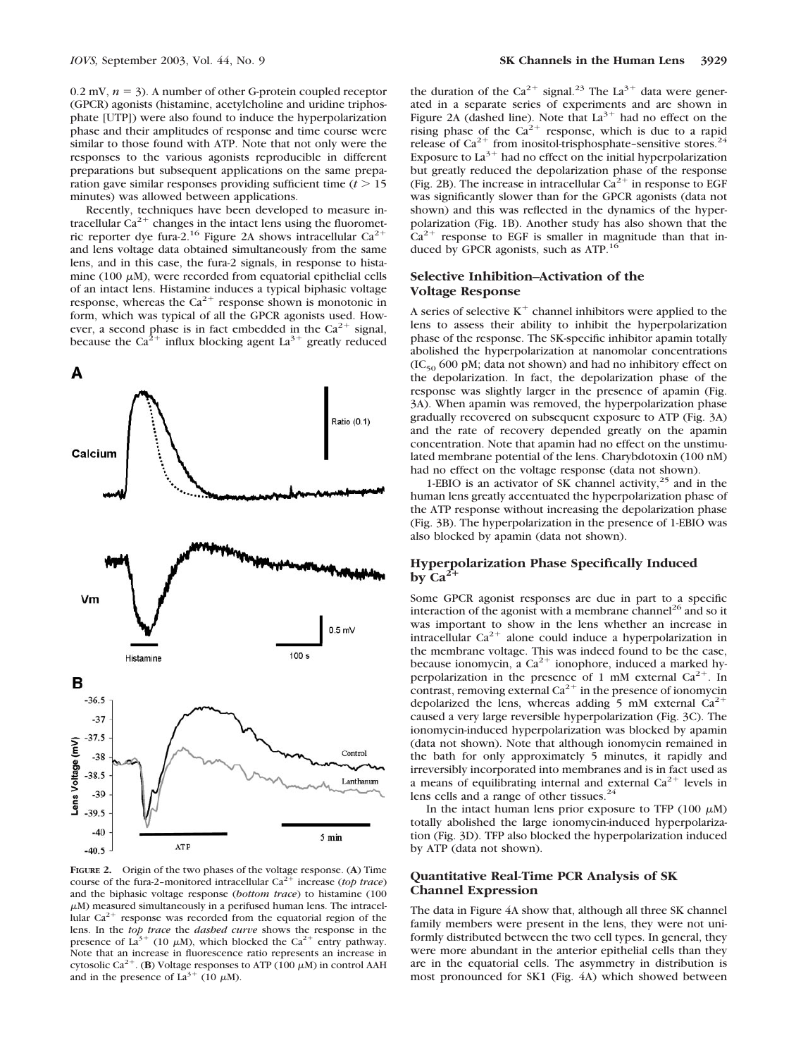0.2 mV, $n = 3$). A number of other G-protein coupled receptor (GPCR) agonists (histamine, acetylcholine and uridine triphosphate [UTP]) were also found to induce the hyperpolarization phase and their amplitudes of response and time course were similar to those found with ATP. Note that not only were the responses to the various agonists reproducible in different preparations but subsequent applications on the same preparation gave similar responses providing sufficient time ($t > 15$ minutes) was allowed between applications.

Recently, techniques have been developed to measure intracellular $Ca^{2+}$ changes in the intact lens using the fluorometric reporter dye fura-2.[16] Figure 2A shows intracellular $Ca^{2+}$ and lens voltage data obtained simultaneously from the same lens, and in this case, the fura-2 signals, in response to histamine (100 μM), were recorded from equatorial epithelial cells of an intact lens. Histamine induces a typical biphasic voltage response, whereas the $Ca^{2+}$ response shown is monotonic in form, which was typical of all the GPCR agonists used. However, a second phase is in fact embedded in the $Ca^{2+}$ signal, because the $Ca^{2+}$ influx blocking agent $La^{3+}$ greatly reduced the duration of the $Ca^{2+}$ signal.[23] The $La^{3+}$ data were generated in a separate series of experiments and are shown in Figure 2A (dashed line). Note that $La^{3+}$ had no effect on the rising phase of the $Ca^{2+}$ response, which is due to a rapid release of $Ca^{2+}$ from inositol-trisphosphate–sensitive stores.[24] Exposure to $La^{3+}$ had no effect on the initial hyperpolarization but greatly reduced the depolarization phase of the response (Fig. 2B). The increase in intracellular $Ca^{2+}$ in response to EGF was significantly slower than for the GPCR agonists (data not shown) and this was reflected in the dynamics of the hyperpolarization (Fig. 1B). Another study has also shown that the $Ca^{2+}$ response to EGF is smaller in magnitude than that induced by GPCR agonists, such as ATP.[16]

**FIGURE 2.** Origin of the two phases of the voltage response. (**A**) Time course of the fura-2–monitored intracellular $Ca^{2+}$ increase (*top trace*) and the biphasic voltage response (*bottom trace*) to histamine (100 μM) measured simultaneously in a perifused human lens. The intracellular $Ca^{2+}$ response was recorded from the equatorial region of the lens. In the *top trace* the *dashed curve* shows the response in the presence of $La^{3+}$ (10 μM), which blocked the $Ca^{2+}$ entry pathway. Note that an increase in fluorescence ratio represents an increase in cytosolic $Ca^{2+}$. (**B**) Voltage responses to ATP (100 μM) in control AAH and in the presence of $La^{3+}$ (10 μM).

### Selective Inhibition–Activation of the Voltage Response

A series of selective $K^+$ channel inhibitors were applied to the lens to assess their ability to inhibit the hyperpolarization phase of the response. The SK-specific inhibitor apamin totally abolished the hyperpolarization at nanomolar concentrations ($IC_{50}$ 600 pM; data not shown) and had no inhibitory effect on the depolarization. In fact, the depolarization phase of the response was slightly larger in the presence of apamin (Fig. 3A). When apamin was removed, the hyperpolarization phase gradually recovered on subsequent exposure to ATP (Fig. 3A) and the rate of recovery depended greatly on the apamin concentration. Note that apamin had no effect on the unstimulated membrane potential of the lens. Charybdotoxin (100 nM) had no effect on the voltage response (data not shown).

1-EBIO is an activator of SK channel activity,[25] and in the human lens greatly accentuated the hyperpolarization phase of the ATP response without increasing the depolarization phase (Fig. 3B). The hyperpolarization in the presence of 1-EBIO was also blocked by apamin (data not shown).

### Hyperpolarization Phase Specifically Induced by $Ca^{2+}$

Some GPCR agonist responses are due in part to a specific interaction of the agonist with a membrane channel[26] and so it was important to show in the lens whether an increase in intracellular $Ca^{2+}$ alone could induce a hyperpolarization in the membrane voltage. This was indeed found to be the case, because ionomycin, a $Ca^{2+}$ ionophore, induced a marked hyperpolarization in the presence of 1 mM external $Ca^{2+}$. In contrast, removing external $Ca^{2+}$ in the presence of ionomycin depolarized the lens, whereas adding 5 mM external $Ca^{2+}$ caused a very large reversible hyperpolarization (Fig. 3C). The ionomycin-induced hyperpolarization was blocked by apamin (data not shown). Note that although ionomycin remained in the bath for only approximately 5 minutes, it rapidly and irreversibly incorporated into membranes and is in fact used as a means of equilibrating internal and external $Ca^{2+}$ levels in lens cells and a range of other tissues.[24]

In the intact human lens prior exposure to TFP (100 μM) totally abolished the large ionomycin-induced hyperpolarization (Fig. 3D). TFP also blocked the hyperpolarization induced by ATP (data not shown).

### Quantitative Real-Time PCR Analysis of SK Channel Expression

The data in Figure 4A show that, although all three SK channel family members were present in the lens, they were not uniformly distributed between the two cell types. In general, they were more abundant in the anterior epithelial cells than they are in the equatorial cells. The asymmetry in distribution is most pronounced for SK1 (Fig. 4A) which showed between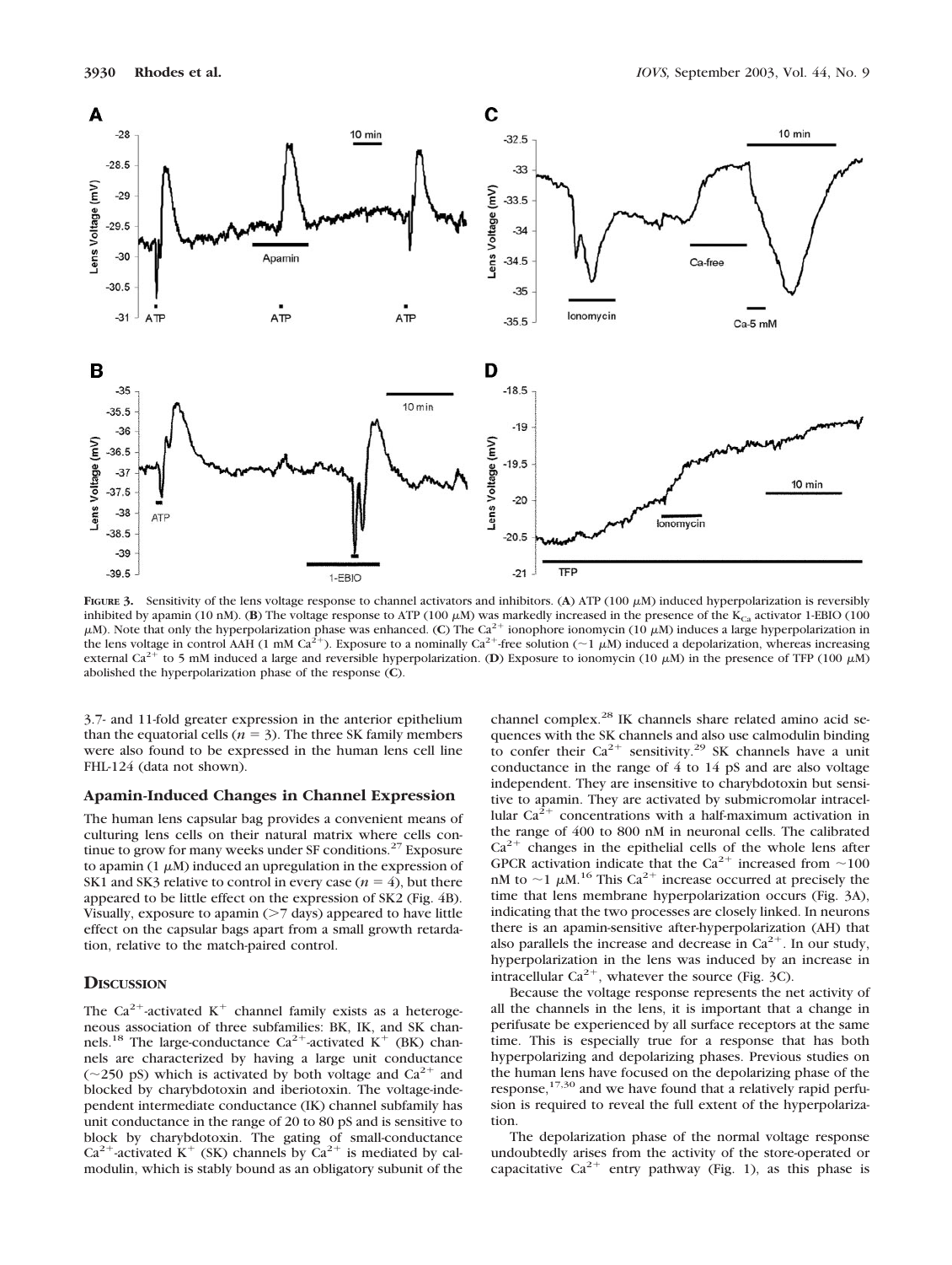**Figure 3.** Sensitivity of the lens voltage response to channel activators and inhibitors. (**A**) ATP (100 μM) induced hyperpolarization is reversibly inhibited by apamin (10 nM). (**B**) The voltage response to ATP (100 μM) was markedly increased in the presence of the $K_{Ca}$ activator 1-EBIO (100 μM). Note that only the hyperpolarization phase was enhanced. (**C**) The $Ca^{2+}$ ionophore ionomycin (10 μM) induces a large hyperpolarization in the lens voltage in control AAH (1 mM $Ca^{2+}$). Exposure to a nominally $Ca^{2+}$-free solution (~1 μM) induced a depolarization, whereas increasing external $Ca^{2+}$ to 5 mM induced a large and reversible hyperpolarization. (**D**) Exposure to ionomycin (10 μM) in the presence of TFP (100 μM) abolished the hyperpolarization phase of the response (**C**).

3.7- and 11-fold greater expression in the anterior epithelium than the equatorial cells ($n = 3$). The three SK family members were also found to be expressed in the human lens cell line FHL-124 (data not shown).

### Apamin-Induced Changes in Channel Expression

The human lens capsular bag provides a convenient means of culturing lens cells on their natural matrix where cells continue to grow for many weeks under SF conditions.[27] Exposure to apamin (1 μM) induced an upregulation in the expression of SK1 and SK3 relative to control in every case ($n = 4$), but there appeared to be little effect on the expression of SK2 (Fig. 4B). Visually, exposure to apamin (>7 days) appeared to have little effect on the capsular bags apart from a small growth retardation, relative to the match-paired control.

## Discussion

The $Ca^{2+}$-activated $K^+$ channel family exists as a heterogeneous association of three subfamilies: BK, IK, and SK channels.[18] The large-conductance $Ca^{2+}$-activated $K^+$ (BK) channels are characterized by having a large unit conductance (~250 pS) which is activated by both voltage and $Ca^{2+}$ and blocked by charybdotoxin and iberiotoxin. The voltage-independent intermediate conductance (IK) channel subfamily has unit conductance in the range of 20 to 80 pS and is sensitive to block by charybdotoxin. The gating of small-conductance $Ca^{2+}$-activated $K^+$ (SK) channels by $Ca^{2+}$ is mediated by calmodulin, which is stably bound as an obligatory subunit of the channel complex.[28] IK channels share related amino acid sequences with the SK channels and also use calmodulin binding to confer their $Ca^{2+}$ sensitivity.[29] SK channels have a unit conductance in the range of 4 to 14 pS and are also voltage independent. They are insensitive to charybdotoxin but sensitive to apamin. They are activated by submicromolar intracellular $Ca^{2+}$ concentrations with a half-maximum activation in the range of 400 to 800 nM in neuronal cells. The calibrated $Ca^{2+}$ changes in the epithelial cells of the whole lens after GPCR activation indicate that the $Ca^{2+}$ increased from ~100 nM to ~1 μM.[16] This $Ca^{2+}$ increase occurred at precisely the time that lens membrane hyperpolarization occurs (Fig. 3A), indicating that the two processes are closely linked. In neurons there is an apamin-sensitive after-hyperpolarization (AH) that also parallels the increase and decrease in $Ca^{2+}$. In our study, hyperpolarization in the lens was induced by an increase in intracellular $Ca^{2+}$, whatever the source (Fig. 3C).

Because the voltage response represents the net activity of all the channels in the lens, it is important that a change in perifusate be experienced by all surface receptors at the same time. This is especially true for a response that has both hyperpolarizing and depolarizing phases. Previous studies on the human lens have focused on the depolarizing phase of the response,[17,30] and we have found that a relatively rapid perfusion is required to reveal the full extent of the hyperpolarization.

The depolarization phase of the normal voltage response undoubtedly arises from the activity of the store-operated or capacitative $Ca^{2+}$ entry pathway (Fig. 1), as this phase is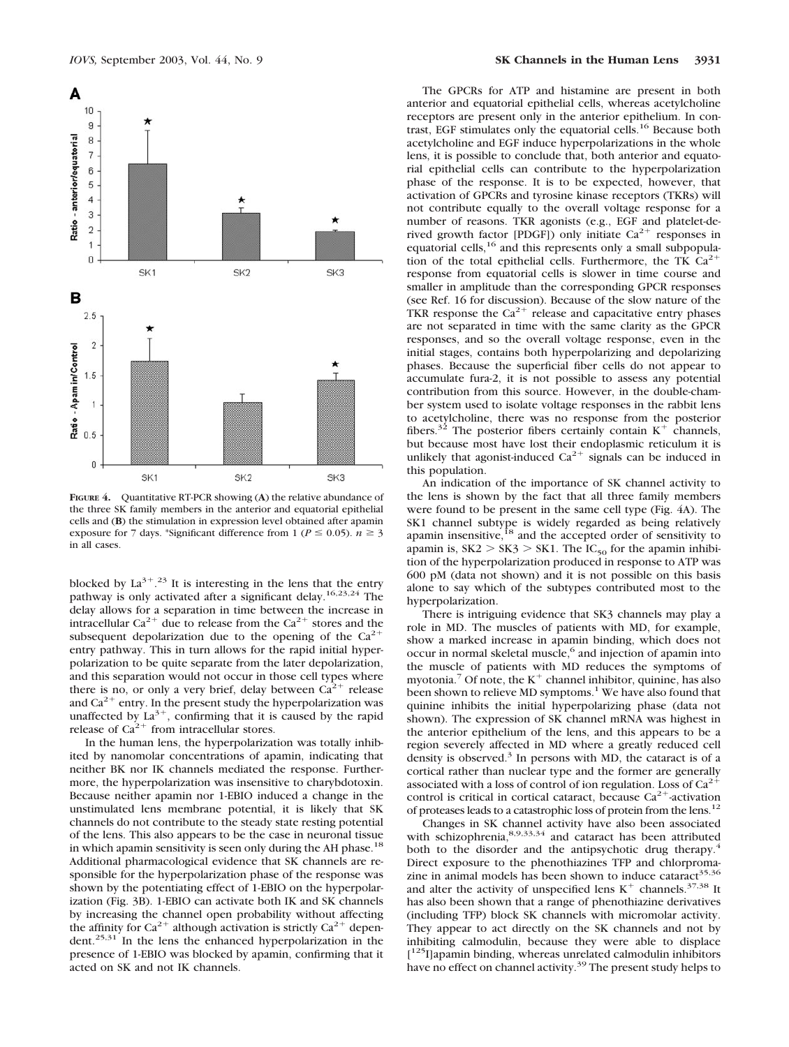**FIGURE 4.** Quantitative RT-PCR showing (**A**) the relative abundance of the three SK family members in the anterior and equatorial epithelial cells and (**B**) the stimulation in expression level obtained after apamin exposure for 7 days. *Significant difference from 1 ($P \leq 0.05$). $n \geq 3$ in all cases.

blocked by $La^{3+}$.[23] It is interesting in the lens that the entry pathway is only activated after a significant delay.[16,23,24] The delay allows for a separation in time between the increase in intracellular $Ca^{2+}$ due to release from the $Ca^{2+}$ stores and the subsequent depolarization due to the opening of the $Ca^{2+}$ entry pathway. This in turn allows for the rapid initial hyperpolarization to be quite separate from the later depolarization, and this separation would not occur in those cell types where there is no, or only a very brief, delay between $Ca^{2+}$ release and $Ca^{2+}$ entry. In the present study the hyperpolarization was unaffected by $La^{3+}$, confirming that it is caused by the rapid release of $Ca^{2+}$ from intracellular stores.

In the human lens, the hyperpolarization was totally inhibited by nanomolar concentrations of apamin, indicating that neither BK nor IK channels mediated the response. Furthermore, the hyperpolarization was insensitive to charybdotoxin. Because neither apamin nor 1-EBIO induced a change in the unstimulated lens membrane potential, it is likely that SK channels do not contribute to the steady state resting potential of the lens. This also appears to be the case in neuronal tissue in which apamin sensitivity is seen only during the AH phase.[18] Additional pharmacological evidence that SK channels are responsible for the hyperpolarization phase of the response was shown by the potentiating effect of 1-EBIO on the hyperpolarization (Fig. 3B). 1-EBIO can activate both IK and SK channels by increasing the channel open probability without affecting the affinity for $Ca^{2+}$ although activation is strictly $Ca^{2+}$ dependent.[25,31] In the lens the enhanced hyperpolarization in the presence of 1-EBIO was blocked by apamin, confirming that it acted on SK and not IK channels.

The GPCRs for ATP and histamine are present in both anterior and equatorial epithelial cells, whereas acetylcholine receptors are present only in the anterior epithelium. In contrast, EGF stimulates only the equatorial cells.[16] Because both acetylcholine and EGF induce hyperpolarizations in the whole lens, it is possible to conclude that, both anterior and equatorial epithelial cells can contribute to the hyperpolarization phase of the response. It is to be expected, however, that activation of GPCRs and tyrosine kinase receptors (TKRs) will not contribute equally to the overall voltage response for a number of reasons. TKR agonists (e.g., EGF and platelet-derived growth factor [PDGF]) only initiate $Ca^{2+}$ responses in equatorial cells,[16] and this represents only a small subpopulation of the total epithelial cells. Furthermore, the TK $Ca^{2+}$ response from equatorial cells is slower in time course and smaller in amplitude than the corresponding GPCR responses (see Ref. 16 for discussion). Because of the slow nature of the TKR response the $Ca^{2+}$ release and capacitative entry phases are not separated in time with the same clarity as the GPCR responses, and so the overall voltage response, even in the initial stages, contains both hyperpolarizing and depolarizing phases. Because the superficial fiber cells do not appear to accumulate fura-2, it is not possible to assess any potential contribution from this source. However, in the double-chamber system used to isolate voltage responses in the rabbit lens to acetylcholine, there was no response from the posterior fibers.[32] The posterior fibers certainly contain $K^+$ channels, but because most have lost their endoplasmic reticulum it is unlikely that agonist-induced $Ca^{2+}$ signals can be induced in this population.

An indication of the importance of SK channel activity to the lens is shown by the fact that all three family members were found to be present in the same cell type (Fig. 4A). The SK1 channel subtype is widely regarded as being relatively apamin insensitive,[18] and the accepted order of sensitivity to apamin is, SK2 > SK3 > SK1. The $IC_{50}$ for the apamin inhibition of the hyperpolarization produced in response to ATP was 600 pM (data not shown) and it is not possible on this basis alone to say which of the subtypes contributed most to the hyperpolarization.

There is intriguing evidence that SK3 channels may play a role in MD. The muscles of patients with MD, for example, show a marked increase in apamin binding, which does not occur in normal skeletal muscle,[6] and injection of apamin into the muscle of patients with MD reduces the symptoms of myotonia.[7] Of note, the $K^+$ channel inhibitor, quinine, has also been shown to relieve MD symptoms.[1] We have also found that quinine inhibits the initial hyperpolarizing phase (data not shown). The expression of SK channel mRNA was highest in the anterior epithelium of the lens, and this appears to be a region severely affected in MD where a greatly reduced cell density is observed.[3] In persons with MD, the cataract is of a cortical rather than nuclear type and the former are generally associated with a loss of control of ion regulation. Loss of $Ca^{2+}$ control is critical in cortical cataract, because $Ca^{2+}$-activation of proteases leads to a catastrophic loss of protein from the lens.[12]

Changes in SK channel activity have also been associated with schizophrenia,[8,9,33,34] and cataract has been attributed both to the disorder and the antipsychotic drug therapy.[4] Direct exposure to the phenothiazines TFP and chlorpromazine in animal models has been shown to induce cataract[35,36] and alter the activity of unspecified lens $K^+$ channels.[37,38] It has also been shown that a range of phenothiazine derivatives (including TFP) block SK channels with micromolar activity. They appear to act directly on the SK channels and not by inhibiting calmodulin, because they were able to displace [$^{125}$I]apamin binding, whereas unrelated calmodulin inhibitors have no effect on channel activity.[39] The present study helps to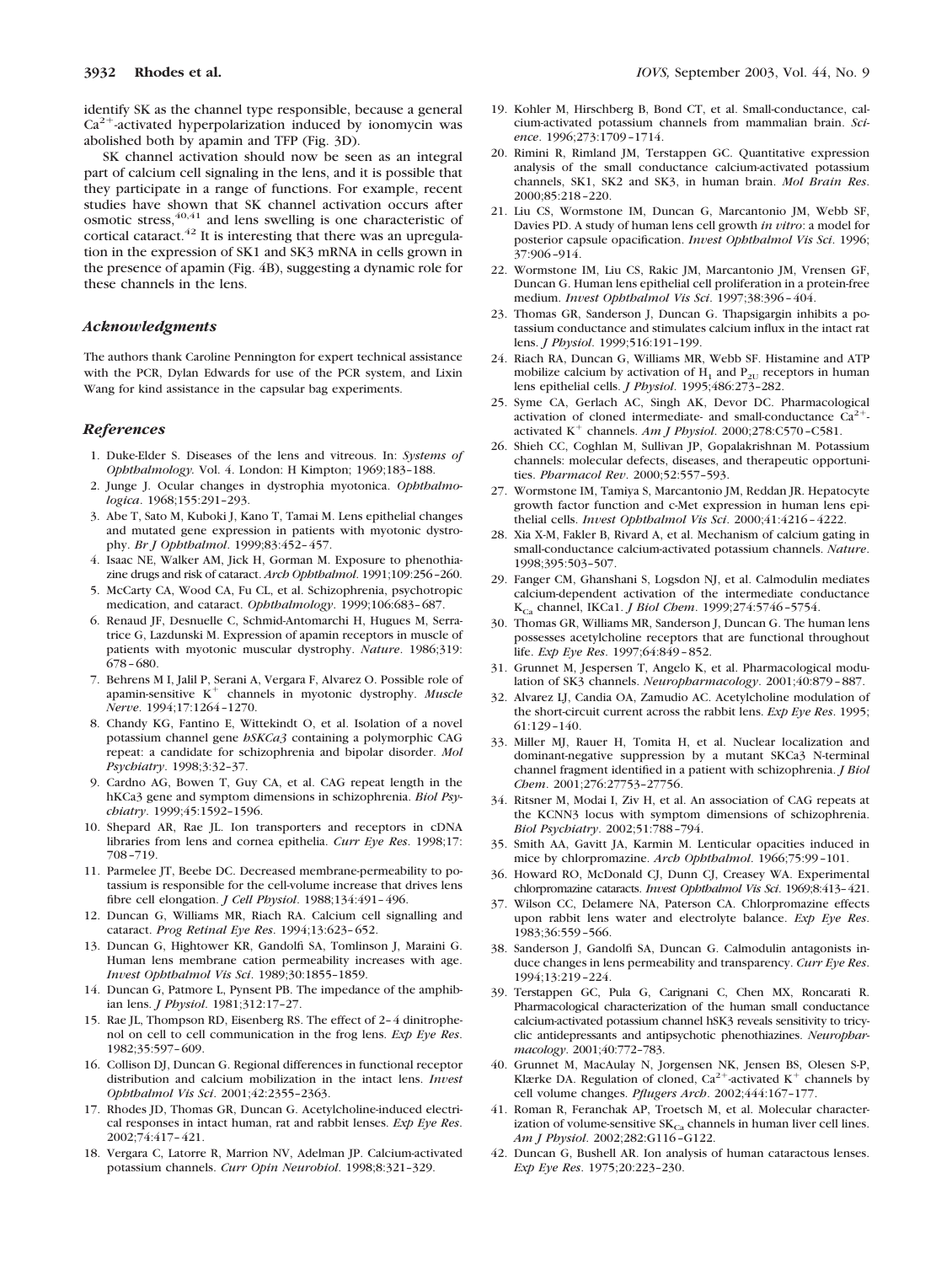identify SK as the channel type responsible, because a general $Ca^{2+}$-activated hyperpolarization induced by ionomycin was abolished both by apamin and TFP (Fig. 3D).

SK channel activation should now be seen as an integral part of calcium cell signaling in the lens, and it is possible that they participate in a range of functions. For example, recent studies have shown that SK channel activation occurs after osmotic stress,[40,41] and lens swelling is one characteristic of cortical cataract.[42] It is interesting that there was an upregulation in the expression of SK1 and SK3 mRNA in cells grown in the presence of apamin (Fig. 4B), suggesting a dynamic role for these channels in the lens.

### *Acknowledgments*

The authors thank Caroline Pennington for expert technical assistance with the PCR, Dylan Edwards for use of the PCR system, and Lixin Wang for kind assistance in the capsular bag experiments.

### *References*

1. Duke-Elder S. Diseases of the lens and vitreous. In: *Systems of Ophthalmology.* Vol. 4. London: H Kimpton; 1969;183–188.
2. Junge J. Ocular changes in dystrophia myotonica. *Ophthalmologica*. 1968;155:291–293.
3. Abe T, Sato M, Kuboki J, Kano T, Tamai M. Lens epithelial changes and mutated gene expression in patients with myotonic dystrophy. *Br J Ophthalmol*. 1999;83:452–457.
4. Isaac NE, Walker AM, Jick H, Gorman M. Exposure to phenothiazine drugs and risk of cataract. *Arch Ophthalmol*. 1991;109:256–260.
5. McCarty CA, Wood CA, Fu CL, et al. Schizophrenia, psychotropic medication, and cataract. *Ophthalmology*. 1999;106:683–687.
6. Renaud JF, Desnuelle C, Schmid-Antomarchi H, Hugues M, Serratrice G, Lazdunski M. Expression of apamin receptors in muscle of patients with myotonic muscular dystrophy. *Nature*. 1986;319:678–680.
7. Behrens M I, Jalil P, Serani A, Vergara F, Alvarez O. Possible role of apamin-sensitive $K^+$ channels in myotonic dystrophy. *Muscle Nerve*. 1994;17:1264–1270.
8. Chandy KG, Fantino E, Wittekindt O, et al. Isolation of a novel potassium channel gene *hSKCa3* containing a polymorphic CAG repeat: a candidate for schizophrenia and bipolar disorder. *Mol Psychiatry*. 1998;3:32–37.
9. Cardno AG, Bowen T, Guy CA, et al. CAG repeat length in the hKCa3 gene and symptom dimensions in schizophrenia. *Biol Psychiatry*. 1999;45:1592–1596.
10. Shepard AR, Rae JL. Ion transporters and receptors in cDNA libraries from lens and cornea epithelia. *Curr Eye Res*. 1998;17:708–719.
11. Parmelee JT, Beebe DC. Decreased membrane-permeability to potassium is responsible for the cell-volume increase that drives lens fibre cell elongation. *J Cell Physiol*. 1988;134:491–496.
12. Duncan G, Williams MR, Riach RA. Calcium cell signalling and cataract. *Prog Retinal Eye Res*. 1994;13:623–652.
13. Duncan G, Hightower KR, Gandolfi SA, Tomlinson J, Maraini G. Human lens membrane cation permeability increases with age. *Invest Ophthalmol Vis Sci*. 1989;30:1855–1859.
14. Duncan G, Patmore L, Pynsent PB. The impedance of the amphibian lens. *J Physiol*. 1981;312:17–27.
15. Rae JL, Thompson RD, Eisenberg RS. The effect of 2–4 dinitrophenol on cell to cell communication in the frog lens. *Exp Eye Res*. 1982;35:597–609.
16. Collison DJ, Duncan G. Regional differences in functional receptor distribution and calcium mobilization in the intact lens. *Invest Ophthalmol Vis Sci*. 2001;42:2355–2363.
17. Rhodes JD, Thomas GR, Duncan G. Acetylcholine-induced electrical responses in intact human, rat and rabbit lenses. *Exp Eye Res*. 2002;74:417–421.
18. Vergara C, Latorre R, Marrion NV, Adelman JP. Calcium-activated potassium channels. *Curr Opin Neurobiol*. 1998;8:321–329.
19. Kohler M, Hirschberg B, Bond CT, et al. Small-conductance, calcium-activated potassium channels from mammalian brain. *Science*. 1996;273:1709–1714.
20. Rimini R, Rimland JM, Terstappen GC. Quantitative expression analysis of the small conductance calcium-activated potassium channels, SK1, SK2 and SK3, in human brain. *Mol Brain Res*. 2000;85:218–220.
21. Liu CS, Wormstone IM, Duncan G, Marcantonio JM, Webb SF, Davies PD. A study of human lens cell growth *in vitro*: a model for posterior capsule opacification. *Invest Ophthalmol Vis Sci*. 1996;37:906–914.
22. Wormstone IM, Liu CS, Rakic JM, Marcantonio JM, Vrensen GF, Duncan G. Human lens epithelial cell proliferation in a protein-free medium. *Invest Ophthalmol Vis Sci*. 1997;38:396–404.
23. Thomas GR, Sanderson J, Duncan G. Thapsigargin inhibits a potassium conductance and stimulates calcium influx in the intact rat lens. *J Physiol*. 1999;516:191–199.
24. Riach RA, Duncan G, Williams MR, Webb SF. Histamine and ATP mobilize calcium by activation of $H_1$ and $P_{2U}$ receptors in human lens epithelial cells. *J Physiol*. 1995;486:273–282.
25. Syme CA, Gerlach AC, Singh AK, Devor DC. Pharmacological activation of cloned intermediate- and small-conductance $Ca^{2+}$-activated $K^+$ channels. *Am J Physiol*. 2000;278:C570–C581.
26. Shieh CC, Coghlan M, Sullivan JP, Gopalakrishnan M. Potassium channels: molecular defects, diseases, and therapeutic opportunities. *Pharmacol Rev*. 2000;52:557–593.
27. Wormstone IM, Tamiya S, Marcantonio JM, Reddan JR. Hepatocyte growth factor function and c-Met expression in human lens epithelial cells. *Invest Ophthalmol Vis Sci*. 2000;41:4216–4222.
28. Xia X-M, Fakler B, Rivard A, et al. Mechanism of calcium gating in small-conductance calcium-activated potassium channels. *Nature*. 1998;395:503–507.
29. Fanger CM, Ghanshani S, Logsdon NJ, et al. Calmodulin mediates calcium-dependent activation of the intermediate conductance $K_{Ca}$ channel, IKCa1. *J Biol Chem*. 1999;274:5746–5754.
30. Thomas GR, Williams MR, Sanderson J, Duncan G. The human lens possesses acetylcholine receptors that are functional throughout life. *Exp Eye Res*. 1997;64:849–852.
31. Grunnet M, Jespersen T, Angelo K, et al. Pharmacological modulation of SK3 channels. *Neuropharmacology*. 2001;40:879–887.
32. Alvarez LJ, Candia OA, Zamudio AC. Acetylcholine modulation of the short-circuit current across the rabbit lens. *Exp Eye Res*. 1995;61:129–140.
33. Miller MJ, Rauer H, Tomita H, et al. Nuclear localization and dominant-negative suppression by a mutant SKCa3 N-terminal channel fragment identified in a patient with schizophrenia. *J Biol Chem*. 2001;276:27753–27756.
34. Ritsner M, Modai I, Ziv H, et al. An association of CAG repeats at the KCNN3 locus with symptom dimensions of schizophrenia. *Biol Psychiatry*. 2002;51:788–794.
35. Smith AA, Gavitt JA, Karmin M. Lenticular opacities induced in mice by chlorpromazine. *Arch Ophthalmol*. 1966;75:99–101.
36. Howard RO, McDonald CJ, Dunn CJ, Creasey WA. Experimental chlorpromazine cataracts. *Invest Ophthalmol Vis Sci*. 1969;8:413–421.
37. Wilson CC, Delamere NA, Paterson CA. Chlorpromazine effects upon rabbit lens water and electrolyte balance. *Exp Eye Res*. 1983;36:559–566.
38. Sanderson J, Gandolfi SA, Duncan G. Calmodulin antagonists induce changes in lens permeability and transparency. *Curr Eye Res*. 1994;13:219–224.
39. Terstappen GC, Pula G, Carignani C, Chen MX, Roncarati R. Pharmacological characterization of the human small conductance calcium-activated potassium channel hSK3 reveals sensitivity to tricyclic antidepressants and antipsychotic phenothiazines. *Neuropharmacology*. 2001;40:772–783.
40. Grunnet M, MacAulay N, Jorgensen NK, Jensen BS, Olesen S-P, Klærke DA. Regulation of cloned, $Ca^{2+}$-activated $K^+$ channels by cell volume changes. *Pflugers Arch*. 2002;444:167–177.
41. Roman R, Feranchak AP, Troetsch M, et al. Molecular characterization of volume-sensitive $SK_{Ca}$ channels in human liver cell lines. *Am J Physiol*. 2002;282:G116–G122.
42. Duncan G, Bushell AR. Ion analysis of human cataractous lenses. *Exp Eye Res*. 1975;20:223–230.